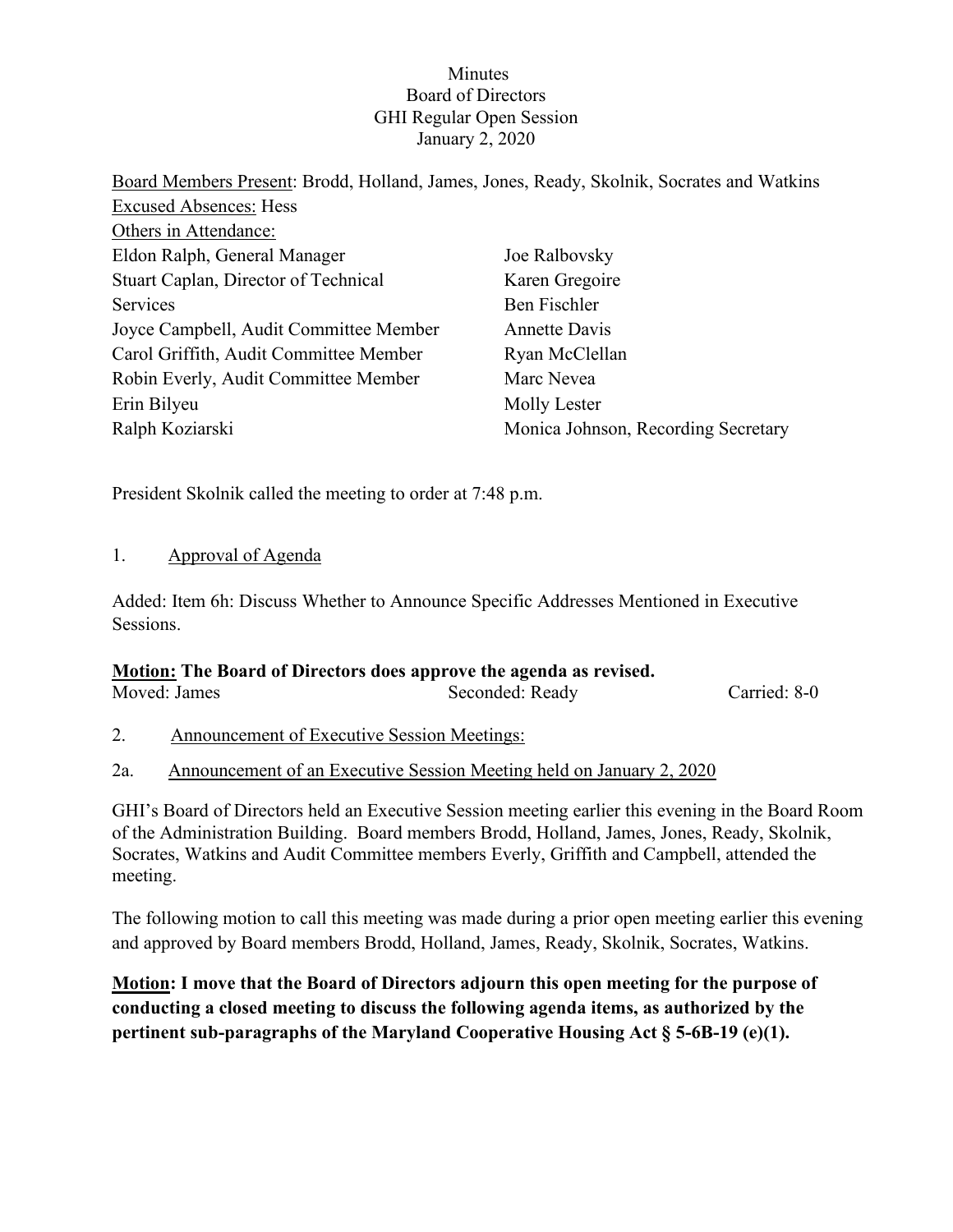Minutes
Board of Directors
GHI Regular Open Session
January 2, 2020

Board Members Present: Brodd, Holland, James, Jones, Ready, Skolnik, Socrates and Watkins
Excused Absences: Hess
Others in Attendance:

Eldon Ralph, General Manager
Stuart Caplan, Director of Technical Services
Joyce Campbell, Audit Committee Member
Carol Griffith, Audit Committee Member
Robin Everly, Audit Committee Member
Erin Bilyeu
Ralph Koziarski
Joe Ralbovsky
Karen Gregoire
Ben Fischler
Annette Davis
Ryan McClellan
Marc Nevea
Molly Lester
Monica Johnson, Recording Secretary

President Skolnik called the meeting to order at 7:48 p.m.

1. Approval of Agenda

Added: Item 6h: Discuss Whether to Announce Specific Addresses Mentioned in Executive Sessions.

**Motion: The Board of Directors does approve the agenda as revised.**

Moved: James    Seconded: Ready    Carried: 8-0

2. Announcement of Executive Session Meetings:

2a. Announcement of an Executive Session Meeting held on January 2, 2020

GHI's Board of Directors held an Executive Session meeting earlier this evening in the Board Room of the Administration Building. Board members Brodd, Holland, James, Jones, Ready, Skolnik, Socrates, Watkins and Audit Committee members Everly, Griffith and Campbell, attended the meeting.

The following motion to call this meeting was made during a prior open meeting earlier this evening and approved by Board members Brodd, Holland, James, Ready, Skolnik, Socrates, Watkins.

**Motion: I move that the Board of Directors adjourn this open meeting for the purpose of conducting a closed meeting to discuss the following agenda items, as authorized by the pertinent sub-paragraphs of the Maryland Cooperative Housing Act § 5-6B-19 (e)(1).**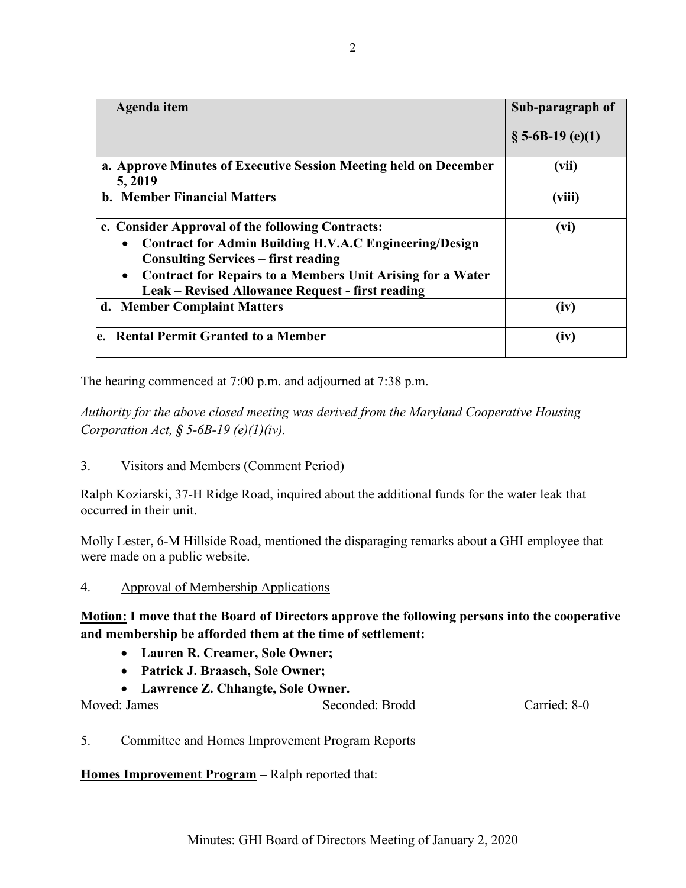| Agenda item | Sub-paragraph of § 5-6B-19 (e)(1) |
|---|---|
| **a. Approve Minutes of Executive Session Meeting held on December 5, 2019** | **(vii)** |
| **b. Member Financial Matters** | **(viii)** |
| **c. Consider Approval of the following Contracts:**<br>• **Contract for Admin Building H.V.A.C Engineering/Design Consulting Services – first reading**<br>• **Contract for Repairs to a Members Unit Arising for a Water Leak – Revised Allowance Request - first reading** | **(vi)** |
| **d. Member Complaint Matters** | **(iv)** |
| **e. Rental Permit Granted to a Member** | **(iv)** |

The hearing commenced at 7:00 p.m. and adjourned at 7:38 p.m.

*Authority for the above closed meeting was derived from the Maryland Cooperative Housing Corporation Act, § 5-6B-19 (e)(1)(iv).*

3. Visitors and Members (Comment Period)

Ralph Koziarski, 37-H Ridge Road, inquired about the additional funds for the water leak that occurred in their unit.

Molly Lester, 6-M Hillside Road, mentioned the disparaging remarks about a GHI employee that were made on a public website.

4. Approval of Membership Applications

**Motion: I move that the Board of Directors approve the following persons into the cooperative and membership be afforded them at the time of settlement:**

- **Lauren R. Creamer, Sole Owner;**
- **Patrick J. Braasch, Sole Owner;**
- **Lawrence Z. Chhangte, Sole Owner.**

Moved: James Seconded: Brodd Carried: 8-0

5. Committee and Homes Improvement Program Reports

**Homes Improvement Program** – Ralph reported that: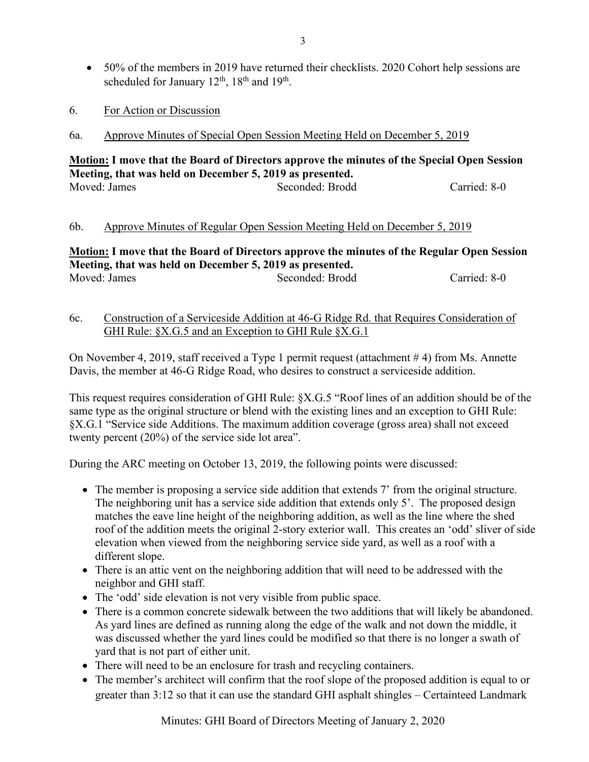- 50% of the members in 2019 have returned their checklists. 2020 Cohort help sessions are scheduled for January 12th, 18th and 19th.

6. For Action or Discussion

6a. Approve Minutes of Special Open Session Meeting Held on December 5, 2019

**Motion: I move that the Board of Directors approve the minutes of the Special Open Session Meeting, that was held on December 5, 2019 as presented.**

Moved: James Seconded: Brodd Carried: 8-0

6b. Approve Minutes of Regular Open Session Meeting Held on December 5, 2019

**Motion: I move that the Board of Directors approve the minutes of the Regular Open Session Meeting, that was held on December 5, 2019 as presented.**

Moved: James Seconded: Brodd Carried: 8-0

6c. Construction of a Serviceside Addition at 46-G Ridge Rd. that Requires Consideration of GHI Rule: §X.G.5 and an Exception to GHI Rule §X.G.1

On November 4, 2019, staff received a Type 1 permit request (attachment # 4) from Ms. Annette Davis, the member at 46-G Ridge Road, who desires to construct a serviceside addition.

This request requires consideration of GHI Rule: §X.G.5 "Roof lines of an addition should be of the same type as the original structure or blend with the existing lines and an exception to GHI Rule: §X.G.1 "Service side Additions. The maximum addition coverage (gross area) shall not exceed twenty percent (20%) of the service side lot area".

During the ARC meeting on October 13, 2019, the following points were discussed:

- The member is proposing a service side addition that extends 7' from the original structure. The neighboring unit has a service side addition that extends only 5'. The proposed design matches the eave line height of the neighboring addition, as well as the line where the shed roof of the addition meets the original 2-story exterior wall. This creates an 'odd' sliver of side elevation when viewed from the neighboring service side yard, as well as a roof with a different slope.
- There is an attic vent on the neighboring addition that will need to be addressed with the neighbor and GHI staff.
- The 'odd' side elevation is not very visible from public space.
- There is a common concrete sidewalk between the two additions that will likely be abandoned. As yard lines are defined as running along the edge of the walk and not down the middle, it was discussed whether the yard lines could be modified so that there is no longer a swath of yard that is not part of either unit.
- There will need to be an enclosure for trash and recycling containers.
- The member's architect will confirm that the roof slope of the proposed addition is equal to or greater than 3:12 so that it can use the standard GHI asphalt shingles – Certainteed Landmark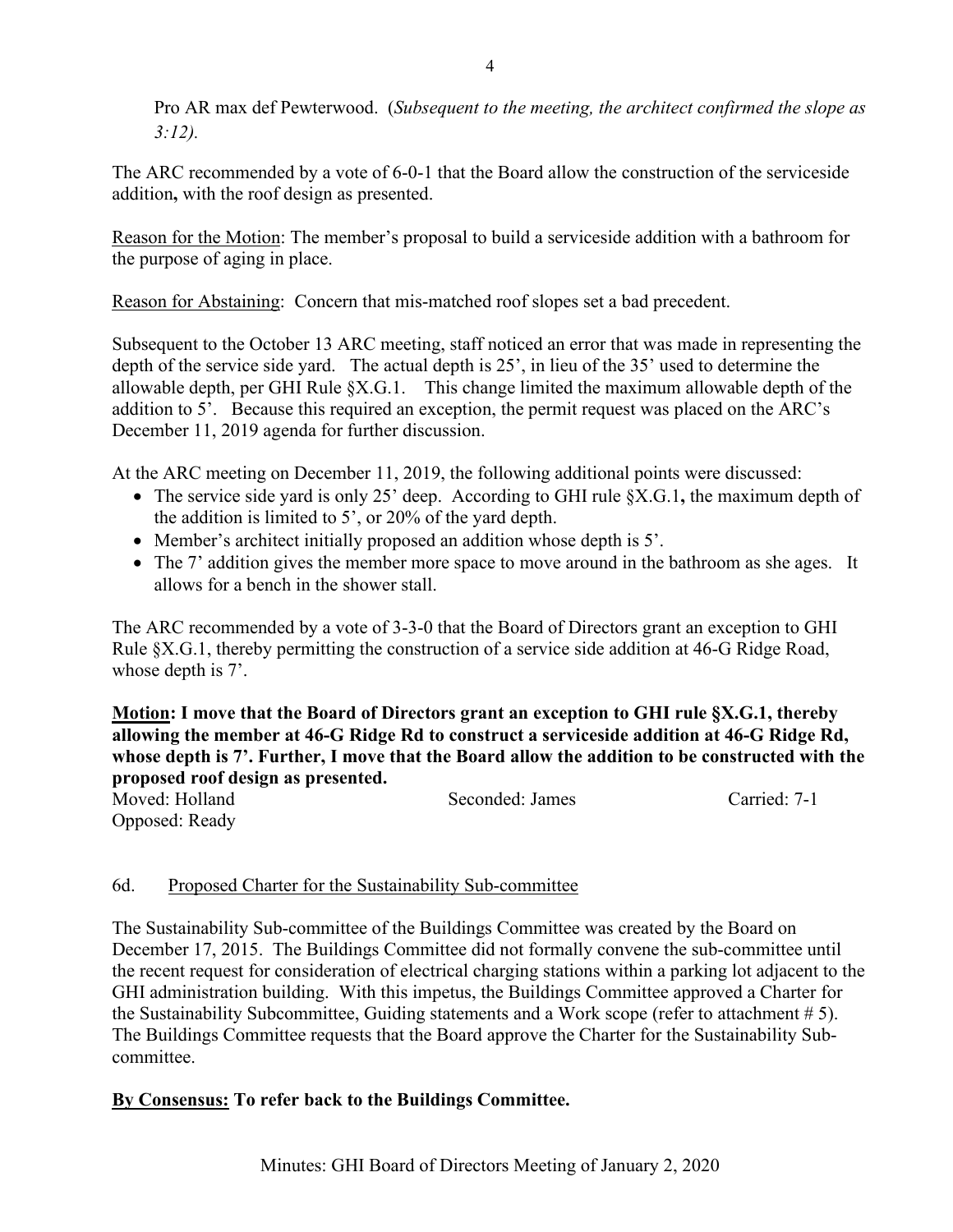Pro AR max def Pewterwood. (*Subsequent to the meeting, the architect confirmed the slope as 3:12).*

The ARC recommended by a vote of 6-0-1 that the Board allow the construction of the serviceside addition**,** with the roof design as presented.

Reason for the Motion: The member's proposal to build a serviceside addition with a bathroom for the purpose of aging in place.

Reason for Abstaining: Concern that mis-matched roof slopes set a bad precedent.

Subsequent to the October 13 ARC meeting, staff noticed an error that was made in representing the depth of the service side yard. The actual depth is 25', in lieu of the 35' used to determine the allowable depth, per GHI Rule §X.G.1. This change limited the maximum allowable depth of the addition to 5'. Because this required an exception, the permit request was placed on the ARC's December 11, 2019 agenda for further discussion.

At the ARC meeting on December 11, 2019, the following additional points were discussed:

- The service side yard is only 25' deep. According to GHI rule §X.G.1**,** the maximum depth of the addition is limited to 5', or 20% of the yard depth.
- Member's architect initially proposed an addition whose depth is 5'.
- The 7' addition gives the member more space to move around in the bathroom as she ages. It allows for a bench in the shower stall.

The ARC recommended by a vote of 3-3-0 that the Board of Directors grant an exception to GHI Rule §X.G.1, thereby permitting the construction of a service side addition at 46-G Ridge Road, whose depth is 7'.

**Motion: I move that the Board of Directors grant an exception to GHI rule §X.G.1, thereby allowing the member at 46-G Ridge Rd to construct a serviceside addition at 46-G Ridge Rd, whose depth is 7'. Further, I move that the Board allow the addition to be constructed with the proposed roof design as presented.**

Moved: Holland Seconded: James Carried: 7-1
Opposed: Ready

6d. Proposed Charter for the Sustainability Sub-committee

The Sustainability Sub-committee of the Buildings Committee was created by the Board on December 17, 2015. The Buildings Committee did not formally convene the sub-committee until the recent request for consideration of electrical charging stations within a parking lot adjacent to the GHI administration building. With this impetus, the Buildings Committee approved a Charter for the Sustainability Subcommittee, Guiding statements and a Work scope (refer to attachment # 5). The Buildings Committee requests that the Board approve the Charter for the Sustainability Sub-committee.

**By Consensus: To refer back to the Buildings Committee.**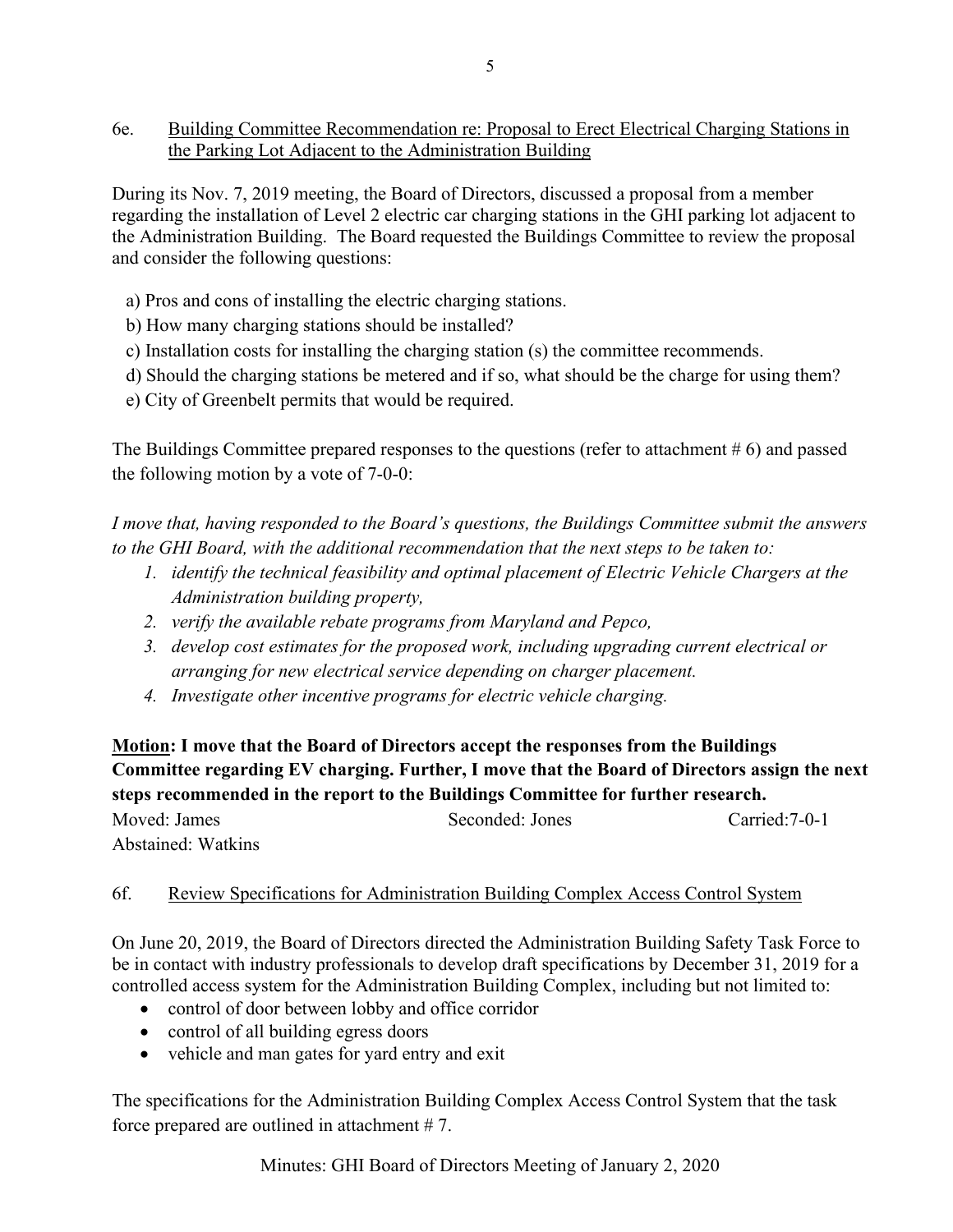## 6e. Building Committee Recommendation re: Proposal to Erect Electrical Charging Stations in the Parking Lot Adjacent to the Administration Building

During its Nov. 7, 2019 meeting, the Board of Directors, discussed a proposal from a member regarding the installation of Level 2 electric car charging stations in the GHI parking lot adjacent to the Administration Building. The Board requested the Buildings Committee to review the proposal and consider the following questions:

a) Pros and cons of installing the electric charging stations.
b) How many charging stations should be installed?
c) Installation costs for installing the charging station (s) the committee recommends.
d) Should the charging stations be metered and if so, what should be the charge for using them?
e) City of Greenbelt permits that would be required.

The Buildings Committee prepared responses to the questions (refer to attachment # 6) and passed the following motion by a vote of 7-0-0:

*I move that, having responded to the Board's questions, the Buildings Committee submit the answers to the GHI Board, with the additional recommendation that the next steps to be taken to:*

1. *identify the technical feasibility and optimal placement of Electric Vehicle Chargers at the Administration building property,*
2. *verify the available rebate programs from Maryland and Pepco,*
3. *develop cost estimates for the proposed work, including upgrading current electrical or arranging for new electrical service depending on charger placement.*
4. *Investigate other incentive programs for electric vehicle charging.*

**Motion: I move that the Board of Directors accept the responses from the Buildings Committee regarding EV charging. Further, I move that the Board of Directors assign the next steps recommended in the report to the Buildings Committee for further research.**

Moved: James　　Seconded: Jones　　Carried:7-0-1
Abstained: Watkins

## 6f. Review Specifications for Administration Building Complex Access Control System

On June 20, 2019, the Board of Directors directed the Administration Building Safety Task Force to be in contact with industry professionals to develop draft specifications by December 31, 2019 for a controlled access system for the Administration Building Complex, including but not limited to:

- control of door between lobby and office corridor
- control of all building egress doors
- vehicle and man gates for yard entry and exit

The specifications for the Administration Building Complex Access Control System that the task force prepared are outlined in attachment # 7.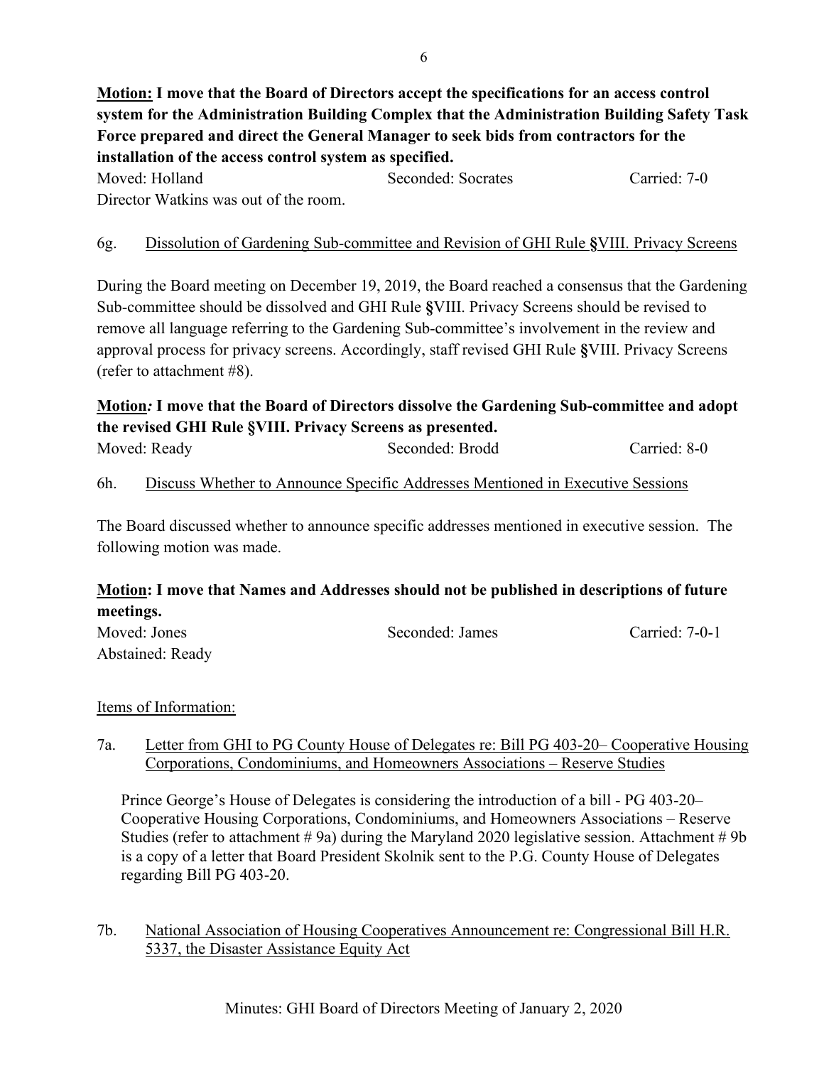**<u>Motion:</u> I move that the Board of Directors accept the specifications for an access control system for the Administration Building Complex that the Administration Building Safety Task Force prepared and direct the General Manager to seek bids from contractors for the installation of the access control system as specified.**

Moved: Holland Seconded: Socrates Carried: 7-0

Director Watkins was out of the room.

6g. <u>Dissolution of Gardening Sub-committee and Revision of GHI Rule §VIII. Privacy Screens</u>

During the Board meeting on December 19, 2019, the Board reached a consensus that the Gardening Sub-committee should be dissolved and GHI Rule **§**VIII. Privacy Screens should be revised to remove all language referring to the Gardening Sub-committee's involvement in the review and approval process for privacy screens. Accordingly, staff revised GHI Rule **§**VIII. Privacy Screens (refer to attachment #8).

**<u>Motion</u>*:* I move that the Board of Directors dissolve the Gardening Sub-committee and adopt the revised GHI Rule §VIII. Privacy Screens as presented.**

Moved: Ready Seconded: Brodd Carried: 8-0

6h. <u>Discuss Whether to Announce Specific Addresses Mentioned in Executive Sessions</u>

The Board discussed whether to announce specific addresses mentioned in executive session. The following motion was made.

**<u>Motion</u>: I move that Names and Addresses should not be published in descriptions of future meetings.**

Moved: Jones Seconded: James Carried: 7-0-1

Abstained: Ready

<u>Items of Information:</u>

7a. <u>Letter from GHI to PG County House of Delegates re: Bill PG 403-20– Cooperative Housing Corporations, Condominiums, and Homeowners Associations – Reserve Studies</u>

Prince George's House of Delegates is considering the introduction of a bill - PG 403-20– Cooperative Housing Corporations, Condominiums, and Homeowners Associations – Reserve Studies (refer to attachment # 9a) during the Maryland 2020 legislative session. Attachment # 9b is a copy of a letter that Board President Skolnik sent to the P.G. County House of Delegates regarding Bill PG 403-20.

7b. <u>National Association of Housing Cooperatives Announcement re: Congressional Bill H.R. 5337, the Disaster Assistance Equity Act</u>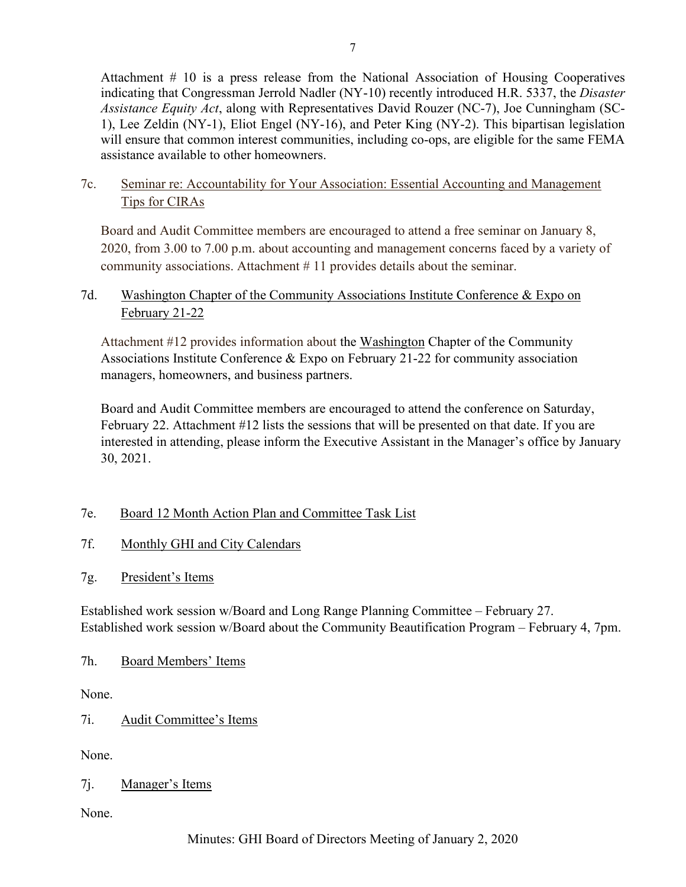Attachment # 10 is a press release from the National Association of Housing Cooperatives indicating that Congressman Jerrold Nadler (NY-10) recently introduced H.R. 5337, the *Disaster Assistance Equity Act*, along with Representatives David Rouzer (NC-7), Joe Cunningham (SC-1), Lee Zeldin (NY-1), Eliot Engel (NY-16), and Peter King (NY-2). This bipartisan legislation will ensure that common interest communities, including co-ops, are eligible for the same FEMA assistance available to other homeowners.

7c. Seminar re: Accountability for Your Association: Essential Accounting and Management Tips for CIRAs

Board and Audit Committee members are encouraged to attend a free seminar on January 8, 2020, from 3.00 to 7.00 p.m. about accounting and management concerns faced by a variety of community associations. Attachment # 11 provides details about the seminar.

7d. Washington Chapter of the Community Associations Institute Conference & Expo on February 21-22

Attachment #12 provides information about the Washington Chapter of the Community Associations Institute Conference & Expo on February 21-22 for community association managers, homeowners, and business partners.

Board and Audit Committee members are encouraged to attend the conference on Saturday, February 22. Attachment #12 lists the sessions that will be presented on that date. If you are interested in attending, please inform the Executive Assistant in the Manager's office by January 30, 2021.

7e. Board 12 Month Action Plan and Committee Task List

7f. Monthly GHI and City Calendars

7g. President's Items

Established work session w/Board and Long Range Planning Committee – February 27.
Established work session w/Board about the Community Beautification Program – February 4, 7pm.

7h. Board Members' Items

None.

7i. Audit Committee's Items

None.

7j. Manager's Items

None.

Minutes: GHI Board of Directors Meeting of January 2, 2020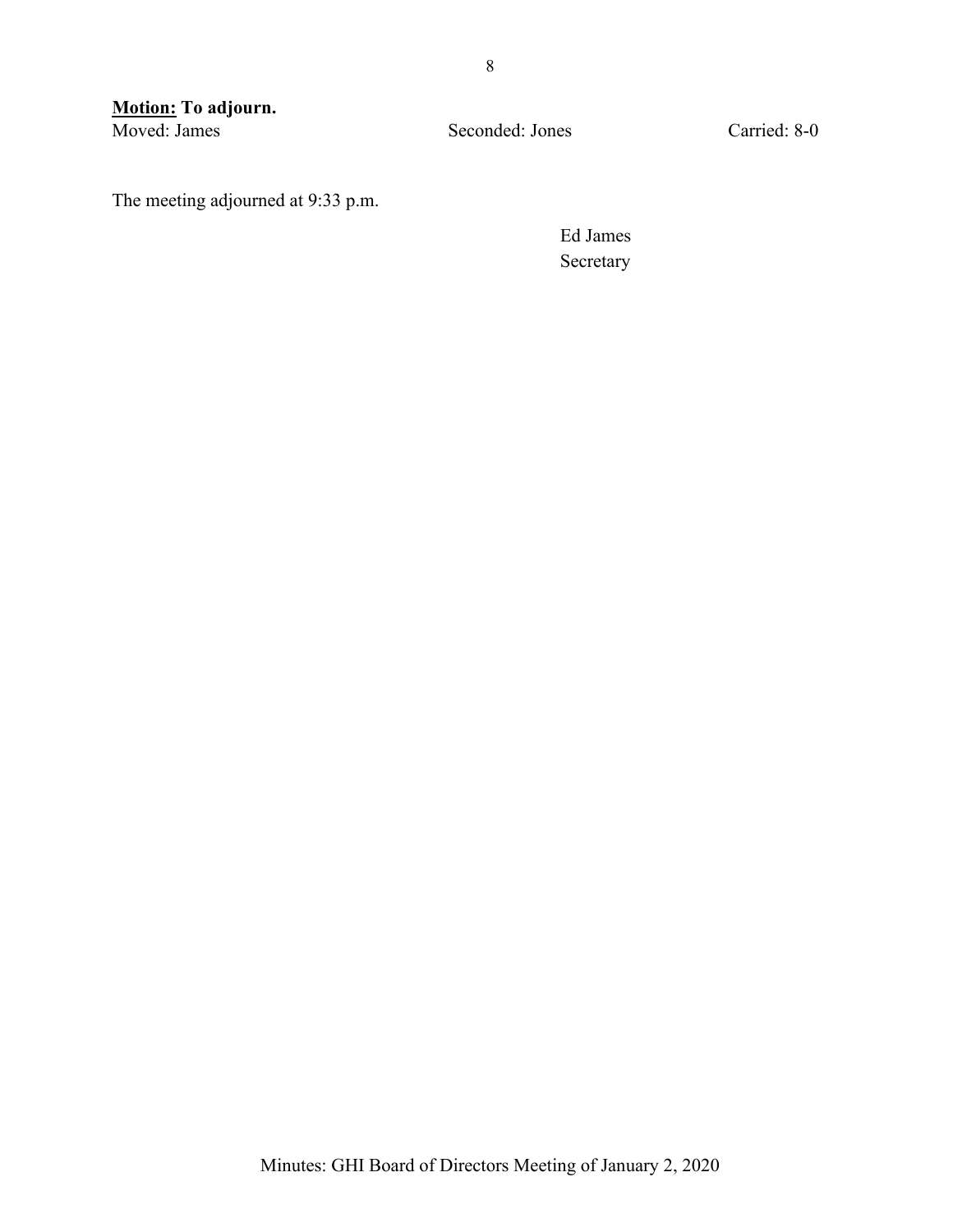**<u>Motion:</u> To adjourn.**

Moved: James    Seconded: Jones    Carried: 8-0

The meeting adjourned at 9:33 p.m.

Ed James
Secretary